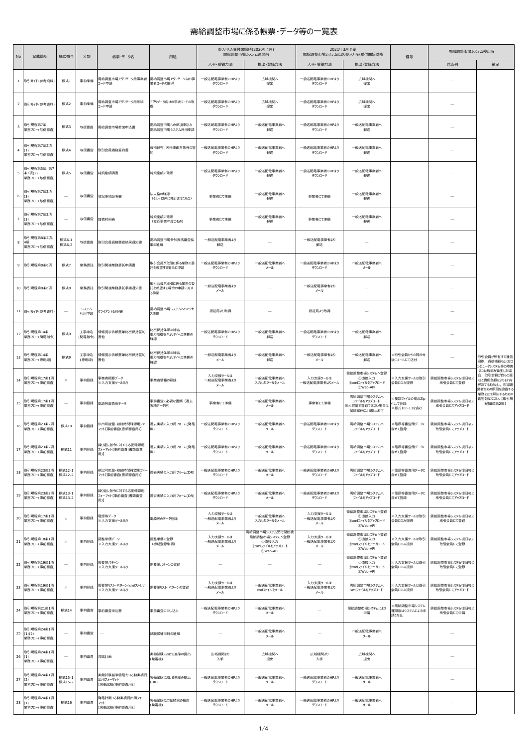# 需給調整市場に係る帳票・データ等の一覧表

| No | 記載箇所 | 様式番号 | 分類 | 帳票・データ名 | 用途 | 参入申込受付開始時(2020年4月) 需給調整市場システム運開前 | | 2021年3月予定 需給調整市場システムにより参入申込受付開始以降 | | 備考 | 需給調整市場システム停止時 | |
|---|---|---|---|---|---|---|---|---|---|---|---|---|
| | | | | | | 入手・受領方法 | 提出・登録方法 | 入手・受領方法 | 提出・登録方法 | | 対応例 | 補足 |
| 1 | 取引ガイド(参考資料) | 様式1 | 事前準備 | 需給調整市場アグリゲータ用事業者コード申請 | 需給調整市場アグリゲータ向の事業者コードの取得 | 一般送配電事業者のHPより ダウンロード | 広域機関へ 提出 | 一般送配電事業者のHPより ダウンロード | 広域機関へ 提出 | | — | |
| 2 | 取引ガイド(参考資料) | 様式2 | 事前準備 | 需給調整市場アグリゲータ用系統コード申請 | アグリゲータ向けの系統コードの取得 | 一般送配電事業者のHPより ダウンロード | 広域機関へ 提出 | 一般送配電事業者のHPより ダウンロード | 広域機関へ 提出 | | — | |
| 3 | 取引規程第7条 業務フロー(与信審査) | 様式3 | 与信審査 | 需給調整市場参加申込書 | 需給調整市場への参加申込み 需給調整市場システム利用申請 | 一般送配電事業者のHPより ダウンロード | 一般送配電事業者へ 郵送 | 一般送配電事業者のHPより ダウンロード | 一般送配電事業者へ 郵送 | | — | |
| 4 | 取引規程第7条2項(1) 業務フロー(与信審査) | 様式4 | 与信審査 | 取引会員適格誓約書 | 資格保有、欠格事由対象外の誓約 | 一般送配電事業者のHPより ダウンロード | 一般送配電事業者へ 郵送 | 一般送配電事業者のHPより ダウンロード | 一般送配電事業者へ 郵送 | | — | |
| 5 | 取引規程第5条、第7条2項(2) 業務フロー(与信審査) | 様式5 | 与信審査 | 純資産額調書 | 純資産額の確認 | 一般送配電事業者のHPより ダウンロード | 一般送配電事業者へ 郵送 | 一般送配電事業者のHPより ダウンロード | 一般送配電事業者へ 郵送 | | — | |
| 6 | 取引規程第7条2項(3) 業務フロー(与信審査) | — | 与信審査 | 登記事項証明書 | 法人格の確認 (6ヵ月以内に発行されたもの) | 事業者にて準備 | 一般送配電事業者へ 郵送 | 事業者にて準備 | 一般送配電事業者へ 郵送 | | — | |
| 7 | 取引規程第7条2項(3) 業務フロー(与信審査) | — | 与信審査 | 貸借対照表 | 純資産額の確認 (直近事業年度のもの) | 事業者にて準備 | 一般送配電事業者へ 郵送 | 事業者にて準備 | 一般送配電事業者へ 郵送 | | — | |
| 8 | 取引規程第8条2項、4項 業務フロー(与信審査) | 様式6-1 様式6-2 | 与信審査 | 取引会員資格審査結果通知書 | 需給調整市場参加資格審査結果の通知 | 一般送配電事業者より 郵送 | — | 一般送配電事業者より 郵送 | — | | — | |
| 9 | 取引規程第8条6項 | 様式7 | 業務委託 | 取引関連業務委託申請書 | 取引会員が取引に係る業務の委託を希望する場合に申請 | 一般送配電事業者のHPより ダウンロード | 一般送配電事業者へ メール | 一般送配電事業者のHPより ダウンロード | 一般送配電事業者へ メール | | — | |
| 10 | 取引規程第8条6項 | 様式8 | 業務委託 | 取引関連業務委託承諾通知書 | 取引会員が取引に係る業務の委託を希望する場合の申請に対する承諾 | 一般送配電事業者より メール | — | 一般送配電事業者より メール | — | | — | |
| 11 | 取引ガイド(参考資料) | — | システム利用申請 | クライアント証明書 | 需給調整市場システムへのアクセス準備 | 認証局より取得 | — | 認証局より取得 | — | | — | |
| 12 | 取引規程第14条 業務フロー(簡易指令) | 様式9 | 工事申込(簡易指令) | 情報提示依頼書兼秘密保持誓約書 | 秘密保持条項の締結 電力制御セキュリティへの準拠の確認 | 一般送配電事業者のHPより ダウンロード | 一般送配電事業者へ 郵送 | 一般送配電事業者のHPより ダウンロード | 一般送配電事業者へ 郵送 | | — | |
| 13 | 取引規程第14条 業務フロー(専用線) | 様式9 | 工事申込(専用線) | 情報提示依頼書兼秘密保持誓約書 | 秘密保持条項の締結 電力制御セキュリティへの準拠の確認 | 一般送配電事業者より メール | 一般送配電事業者へ 郵送 | 一般送配電事業者より メール | 一般送配電事業者へ 郵送 | ※取引会員からの問合せ後にメールにて送付 | — | 取引会員が所有する通信回線、通信機器もしくはコンピュータシステム等の障害または瑕疵が発生した場合、取引会員が自らの責任と費用負担によりそれを解決するものとし、市場運営者はその原因を調査する業務または解決するための義務を負わない。【取引規程第58条第2項】 |
| 14 | 取引規程第17条1項 業務フロー(事前審査) | ※ | 事前登録 | 事業者概要データ ※入力支援ツールあり | 事業者情報の登録 | 入力支援ツールは 一般送配電事業者より メール | 一般送配電事業者へ 入力したツールをメール | 入力支援ツールは 一般送配電事業者よりメール | 需給調整市場システムへ登録 ①直接入力 ②xmlファイルをアップロード ③Web-API | ※入力支援ツールは取引会員にのみ提供 | 需給調整市場システム復旧後に 取引会員にて登録 | |
| 15 | 取引規程第17条1項 業務フロー(事前審査) | — | 事前登録 | 電源等審査用データ | 事前審査に必要な書類(過去実績データ等) | 事業者にて準備 | 一般送配電事業者へ メール | 事業者にて準備 | 需給調整市場システムへ ファイルをアップロード ※大容量で登録できない場合は記録媒体による提出も可 | ※複数ファイルの場合Zip化して登録 ※様式10～13を含む | 需給調整市場システム復旧後に 取引会員にてアップロード | |
| 16 | 取引規程第23条2項 業務フロー(事前審査) | 様式10 | 事前登録 | 供出可能量・継続時間確認用フォーマット【事前審査(書類審査用)】 | 過去実績の入力用フォーム(発電機) | 一般送配電事業者のHPより ダウンロード | 一般送配電事業者へ メール | 一般送配電事業者のHPより ダウンロード | 需給調整市場システムへ ファイルをアップロード | ※電源等審査用データに含めて登録 | 需給調整市場システム復旧後に 取引会員にてアップロード | |
| 17 | 取引規程第23条2項 業務フロー(事前審査) | 様式11 | 事前登録 | 繰り返し指令に対する応動確認用フォーマット【事前審査(書類審査用)】 | 過去実績の入力用フォーム(発電機) | 一般送配電事業者のHPより ダウンロード | 一般送配電事業者へ メール | 一般送配電事業者のHPより ダウンロード | 需給調整市場システムへ ファイルをアップロード | ※電源等審査用データに含めて登録 | 需給調整市場システム復旧後に 取引会員にてアップロード | |
| 18 | 取引規程第23条2項 業務フロー(事前審査) | 様式12-1 様式12-2 | 事前登録 | 供出可能量・継続時間確認用フォーマット【事前審査(書類審査用)】 | 過去実績の入力用フォーム(DR) | 一般送配電事業者のHPより ダウンロード | 一般送配電事業者へ メール | 一般送配電事業者のHPより ダウンロード | 需給調整市場システムへ ファイルをアップロード | ※電源等審査用データに含めて登録 | 需給調整市場システム復旧後に 取引会員にてアップロード | |
| 19 | 取引規程第23条2項 業務フロー(事前審査) | 様式13-1 様式13-2 | 事前登録 | 繰り返し指令に対する応動確認用フォーマット【事前審査(書類審査用)】 | 過去実績の入力用フォーム(DR) | 一般送配電事業者のHPより ダウンロード | 一般送配電事業者へ メール | 一般送配電事業者のHPより ダウンロード | 需給調整市場システムへ ファイルをアップロード | ※電源等審査用データに含めて登録 | 需給調整市場システム復旧後に 取引会員にてアップロード | |
| 20 | 取引規程第17条1項 業務フロー(事前審査) | ※ | 事前登録 | 電源等データ ※入力支援ツールあり | 電源等のデータ登録 | 入力支援ツールは 一般送配電事業者より メール | 一般送配電事業者へ 入力したツールをメール | 入力支援ツールは 一般送配電事業者より メール | 需給調整市場システムへ登録 ①直接入力 ②xmlファイルをアップロード ③Web-API | ※入力支援ツールは取引会員にのみ提供 | 需給調整市場システム復旧後に 取引会員にて登録 | |
| 21 | 取引規程第18条1項 業務フロー(事前審査) | ※ | 事前登録 | 調整単価データ ※入力支援ツールあり | 調整単価の登録 (初期登録単価) | 入力支援ツールは 一般送配電事業者より メール | 需給調整市場システム受付開始後 需給調整市場システムへ登録 ①直接入力 ②xmlファイルをアップロード ③Web-API | 入力支援ツールは 一般送配電事業者より メール | 需給調整市場システムへ登録 ①直接入力 ②xmlファイルをアップロード ③Web-API | ※入力支援ツールは取引会員にのみ提供 | 需給調整市場システム復旧後に 取引会員にて登録 | |
| 22 | 取引規程第19条1項 業務フロー(事前審査) | — | 事前登録 | 需要家パターン ※入力支援ツールあり | 需要家パターンの登録 | — | — | — | 需給調整市場システムへ登録 ①直接入力 ②xmlファイルをアップロード ③Web-API | ※入力支援ツールは取引会員にのみ提供 | 需給調整市場システム復旧後に 取引会員にて登録 | |
| 23 | 取引規程第19条1項 業務フロー(事前審査) | ※ | 事前登録 | 需要家リスト・パターン(xmlファイル) ※入力支援ツールあり | 需要家リスト・パターンの登録 | 入力支援ツールは 一般送配電事業者より メール | 一般送配電事業者へ xmlファイルをメール | 入力支援ツールは 一般送配電事業者より メール | 需給調整市場システムへ xmlファイルをアップロード | ※入力支援ツールは取引会員にのみ提供 | 需給調整市場システム復旧後に 取引会員にてアップロード | |
| 24 | 取引規程第21条1項 業務フロー(事前審査) | 様式14 | 事前審査 | 事前審査申込書 | 事前審査の申し込み | 一般送配電事業者のHPより ダウンロード | 一般送配電事業者へ メール | — | 需給調整市場システムにより 申請 | ※需給調整市場システム運開後はシステムによる申請となる。 | 需給調整市場システム復旧後に 取引会員にて申請 | |
| 25 | 取引規程第24条1項(1)(2) 業務フロー(事前審査) | — | 事前審査 | — | 試験候補日時の通知 | — | 一般送配電事業者へ メール | — | 一般送配電事業者へ メール | | — | |
| 26 | 取引規程第24条1項(1) 業務フロー(事前審査) | — | 事前審査 | 発電計画 | 実働試験における基準の提出(発電機) | 広域機関より 入手 | 広域機関へ 提出 | 広域機関より 入手 | 広域機関へ 提出 | | — | |
| 27 | 取引規程第24条1項(2) 業務フロー(事前審査) | 様式15-1 様式15-2 | 事前審査 | 実働試験基準値電力・応動実績提出用フォーマット【実働試験(事前審査用)】 | 実働試験における基準の提出(DR) | 一般送配電事業者のHPより ダウンロード | 一般送配電事業者へ メール | 一般送配電事業者のHPより ダウンロード | 一般送配電事業者へ メール | | — | |
| 28 | 取引規程第24条1項(1) 業務フロー(事前審査) | 様式16 | 事前審査 | 発電計画・応動実績提出用フォーマット【実働試験(事前審査用)】 | 実働試験の応動結果の報告(発電機) | 一般送配電事業者のHPより ダウンロード | 一般送配電事業者へ メール | 一般送配電事業者のHPより ダウンロード | 一般送配電事業者へ メール | | — | |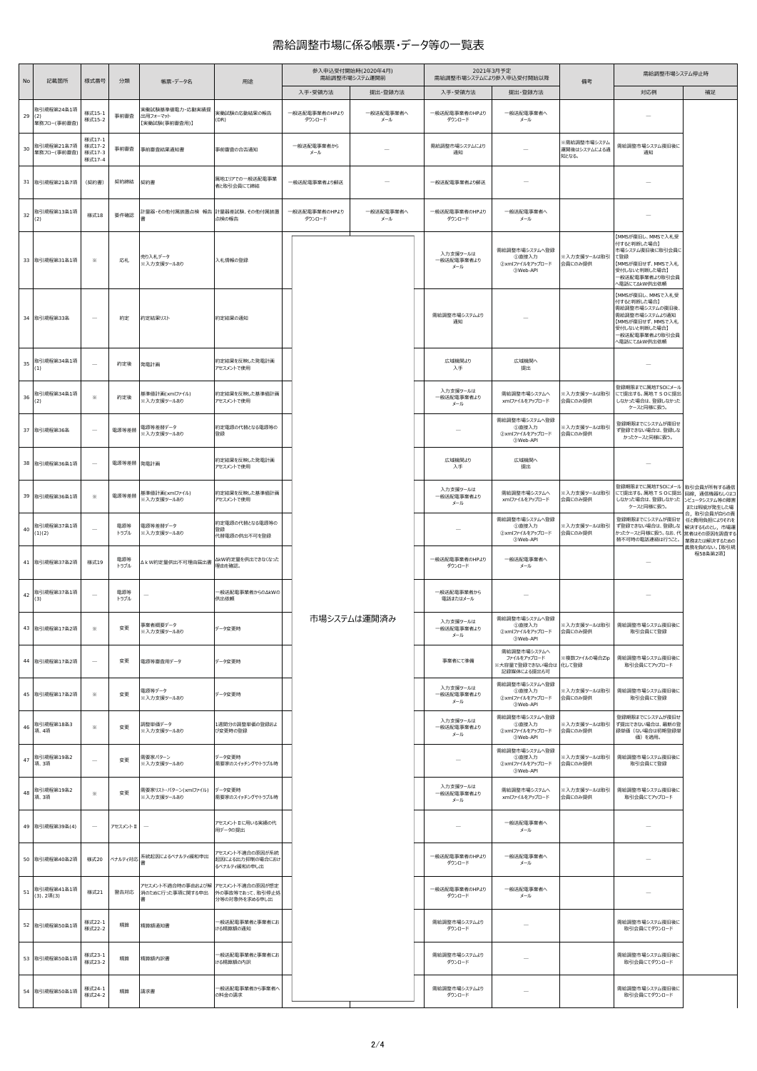# 需給調整市場に係る帳票・データ等の一覧表

| No | 記載箇所 | 様式番号 | 分類 | 帳票・データ名 | 用途 | 参入申込受付開始時(2020年4月) 需給調整市場システム運開前 | | 2021年3月予定 需給調整市場システムにより参入申込受付開始以降 | | 備考 | 需給調整市場システム停止時 | |
|---|---|---|---|---|---|---|---|---|---|---|---|---|
| | | | | | | 入手・受領方法 | 提出・登録方法 | 入手・受領方法 | 提出・登録方法 | | 対応例 | 補足 |
| 29 | 取引規程第24条1項(2) 業務フロー(事前審査) | 様式15-1 様式15-2 | 事前審査 | 実働試験基準値電力・応動実績提出用フォーマット【実働試験(事前審査用)】 | 実働試験の応動結果の報告(DR) | 一般送配電事業者のHPより ダウンロード | 一般送配電事業者へ メール | 一般送配電事業者のHPより ダウンロード | 一般送配電事業者へ メール | | — | |
| 30 | 取引規程第21条7項 業務フロー(事前審査) | 様式17-1 様式17-2 様式17-3 様式17-4 | 事前審査 | 事前審査結果通知書 | 事前審査の合否通知 | 一般送配電事業者から メール | — | 需給調整市場システムより 通知 | — | ※需給調整市場システム運開後はシステムによる通知となる。 | 需給調整市場システム復旧後に 通知 | |
| 31 | 取引規程第21条7項 | (契約書) | 契約締結 | 契約書 | 属地エリアでの一般送配電事業者と取引会員にて締結 | 一般送配電事業者より郵送 | — | 一般送配電事業者より郵送 | — | | — | |
| 32 | 取引規程第13条1項(2) | 様式18 | 要件確認 | 計量器・その他付属装置点検 報告書 | 計量器差試験、その他付属装置点検の報告 | 一般送配電事業者のHPより ダウンロード | 一般送配電事業者へ メール | 一般送配電事業者のHPより ダウンロード | 一般送配電事業者へ メール | | — | |
| 33 | 取引規程第31条1項 | ※ | 応札 | 売り入札データ ※入力支援ツールあり | 入札情報の登録 | 市場システムは運開済み | | 入力支援ツールは 一般送配電事業者より メール | 需給調整市場システムへ登録 ①直接入力 ②xmlファイルをアップロード ③Web-API | ※入力支援ツールは取引会員にのみ提供 | 【MMSが復旧し、MMSで入札受付すると判断した場合】 市場システム復旧後に取引会員にて登録 【MMSが復旧せず、MMSで入札受付けしないと判断した場合】 一般送配電事業者より取引会員へ電話にてΔkW供出依頼 | |
| 34 | 取引規程第33条 | — | 約定 | 約定結果リスト | 約定結果の通知 | | | 需給調整市場システムより 通知 | — | | 【MMSが復旧し、MMSで入札受付すると判断した場合】 需給調整市場システムの復旧後、需給調整市場システムより通知 【MMSが復旧せず、MMSで入札受付けしないと判断した場合】 一般送配電事業者より取引会員へ電話にてΔkW供出依頼 | |
| 35 | 取引規程第34条1項(1) | — | 約定後 | 発電計画 | 約定結果を反映した発電計画 アセスメントで使用 | | | 広域機関より 入手 | 広域機関へ 提出 | | — | |
| 36 | 取引規程第34条1項(2) | ※ | 約定後 | 基準値計画(xmlファイル) ※入力支援ツールあり | 約定結果を反映した基準値計画 アセスメントで使用 | | | 入力支援ツールは 一般送配電事業者より メール | 需給調整市場システムへ xmlファイルをアップロード | ※入力支援ツールは取引会員にのみ提供 | 登録期限までに属地TSOにメールにて提出する。属地ＴＳＯに提出しなかった場合は、登録しなかったケースと同様に扱う。 | |
| 37 | 取引規程第36条 | — | 電源等差替 | 電源等差替データ ※入力支援ツールあり | 約定電源の代替となる電源等の登録 | | | — | 需給調整市場システムへ登録 ①直接入力 ②xmlファイルをアップロード ③Web-API | ※入力支援ツールは取引会員にのみ提供 | 登録期限までにシステムが復旧せず登録できない場合は、登録しなかったケースと同様に扱う。 | |
| 38 | 取引規程第36条1項 | — | 電源等差替 | 発電計画 | 約定結果を反映した発電計画 アセスメントで使用 | | | 広域機関より 入手 | 広域機関へ 提出 | | — | |
| 39 | 取引規程第36条1項 | ※ | 電源等差替 | 基準値計画(xmlファイル) ※入力支援ツールあり | 約定結果を反映した基準値計画 アセスメントで使用 | | | 入力支援ツールは 一般送配電事業者より メール | 需給調整市場システムへ xmlファイルをアップロード | ※入力支援ツールは取引会員にのみ提供 | 登録期限までに属地TSOにメールにて提出する。属地ＴＳＯに提出しなかった場合は、登録しなかったケースと同様に扱う。 | 取引会員が所有する通信回線、通信機器もしくはコンピュータシステム等の障害または瑕疵が発生した場合、取引会員が自らの責任と費用負担によりそれを解決するものとし、市場運営者はその原因を調査する義務または解決するための義務を負わない。【取引規程58条第2項】 |
| 40 | 取引規程第37条1項(1)(2) | — | 電源等トラブル | 電源等差替データ ※入力支援ツールあり | 約定電源の代替となる電源等の登録 代替電源の供出不可を登録 | | | — | 需給調整市場システムへ登録 ①直接入力 ②xmlファイルをアップロード ③Web-API | ※入力支援ツールは取引会員にのみ提供 | 登録期限までにシステムが復旧せず登録できない場合は、登録しなかったケースと同様に扱う。なお、代替不可時の電話連絡は行うこと。 | |
| 41 | 取引規程第37条2項 | 様式19 | 電源等トラブル | ΔｋW約定量供出不可理由届出書 | ΔkW約定量を供出できなくなった理由を確認。 | | | 一般送配電事業者のHPより ダウンロード | 一般送配電事業者へ メール | | — | |
| 42 | 取引規程第37条1項(3) | — | 電源等トラブル | — | 一般送配電事業者からのΔkWの供出依頼 | | | 一般送配電事業者から 電話またはメール | — | | — | |
| 43 | 取引規程第17条2項 | ※ | 変更 | 事業者概要データ ※入力支援ツールあり | データ変更時 | | | 入力支援ツールは 一般送配電事業者より メール | 需給調整市場システムへ登録 ①直接入力 ②xmlファイルをアップロード ③Web-API | ※入力支援ツールは取引会員にのみ提供 | 需給調整市場システム復旧後に 取引会員にて登録 | |
| 44 | 取引規程第17条2項 | — | 変更 | 電源等審査用データ | データ変更時 | | | 事業者にて準備 | 需給調整市場システムへ ファイルをアップロード ※大容量で登録できない場合は記録媒体による提出も可 | ※複数ファイルの場合Zip化して登録 | 需給調整市場システム復旧後に 取引会員にてアップロード | |
| 45 | 取引規程第17条2項 | ※ | 変更 | 電源等データ ※入力支援ツールあり | データ変更時 | | | 入力支援ツールは 一般送配電事業者より メール | 需給調整市場システムへ登録 ①直接入力 ②xmlファイルをアップロード ③Web-API | ※入力支援ツールは取引会員にのみ提供 | 需給調整市場システム復旧後に 取引会員にて登録 | |
| 46 | 取引規程第18条3項、4項 | ※ | 変更 | 調整単価データ ※入力支援ツールあり | 1週間分の調整単価の登録および変更時の登録 | | | 入力支援ツールは 一般送配電事業者より メール | 需給調整市場システムへ登録 ①直接入力 ②xmlファイルをアップロード ③Web-API | ※入力支援ツールは取引会員にのみ提供 | 登録期限までにシステムが復旧せず提出できない場合は、最新の登録単価（ない場合は初期登録単価）を適用。 | |
| 47 | 取引規程第19条2項、3項 | — | 変更 | 需要家パターン ※入力支援ツールあり | データ変更時 需要家のスイッチングやトラブル時 | | | — | 需給調整市場システムへ登録 ①直接入力 ②xmlファイルをアップロード ③Web-API | ※入力支援ツールは取引会員にのみ提供 | 需給調整市場システム復旧後に 取引会員にて登録 | |
| 48 | 取引規程第19条2項、3項 | ※ | 変更 | 需要家リスト・パターン(xmlファイル) ※入力支援ツールあり | データ変更時 需要家のスイッチングやトラブル時 | | | 入力支援ツールは 一般送配電事業者より メール | 需給調整市場システムへ xmlファイルをアップロード | ※入力支援ツールは取引会員にのみ提供 | 需給調整市場システム復旧後に 取引会員にてアップロード | |
| 49 | 取引規程第39条(4) | — | アセスメントⅡ | — | アセスメントⅡに用いる実績の代用データの提出 | | | — | 一般送配電事業者へ メール | | — | |
| 50 | 取引規程第40条2項 | 様式20 | ペナルティ対応 | 系統起因によるペナルティ緩和申出書 | アセスメント不適合の原因が系統起因による出力抑制の場合におけるペナルティ緩和の申し出 | | | 一般送配電事業者のHPより ダウンロード | 一般送配電事業者へ メール | | — | |
| 51 | 取引規程第41条1項(3)、2項(3) | 様式21 | 警告対応 | アセスメント不適合時の事由および解消のために行った事項に関する申出書 | アセスメント不適合の原因が想定外の事故等であって、取引停止処分等の対象外を求める申し出 | | | 一般送配電事業者のHPより ダウンロード | 一般送配電事業者へ メール | | — | |
| 52 | 取引規程第50条1項 | 様式22-1 様式22-2 | 精算 | 精算額通知書 | 一般送配電事業者と事業者における精算額の通知 | | | 需給調整市場システムより ダウンロード | — | | 需給調整市場システム復旧後に 取引会員にてダウンロード | |
| 53 | 取引規程第50条1項 | 様式23-1 様式23-2 | 精算 | 精算額内訳書 | 一般送配電事業者と事業者における精算額の内訳 | | | 需給調整市場システムより ダウンロード | — | | 需給調整市場システム復旧後に 取引会員にてダウンロード | |
| 54 | 取引規程第50条1項 | 様式24-1 様式24-2 | 精算 | 請求書 | 一般送配電事業者から事業者への料金の請求 | | | 需給調整市場システムより ダウンロード | — | | 需給調整市場システム復旧後に 取引会員にてダウンロード | |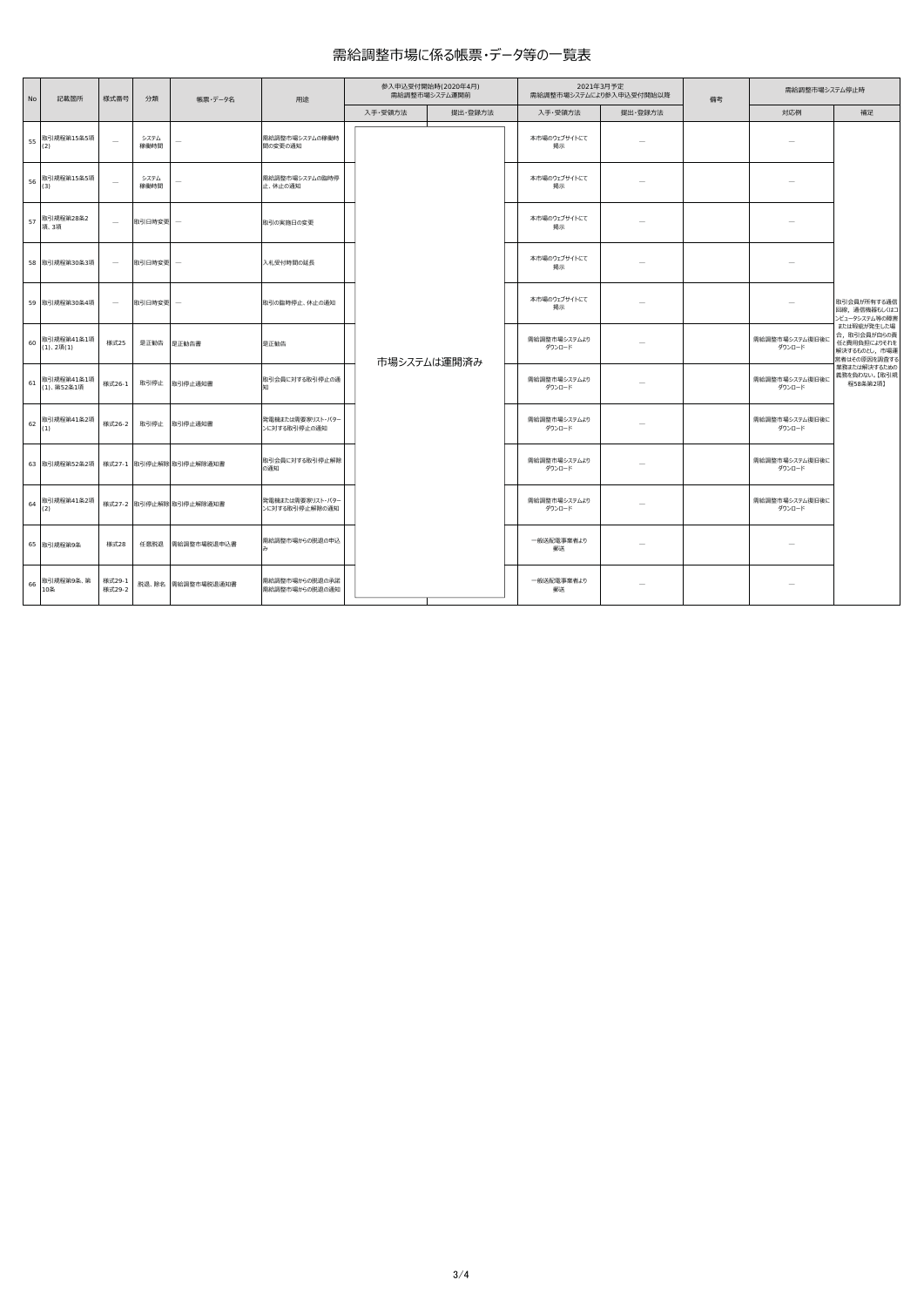# 需給調整市場に係る帳票・データ等の一覧表

| No | 記載箇所 | 様式番号 | 分類 | 帳票・データ名 | 用途 | 参入申込受付開始時(2020年4月) 需給調整市場システム運開前 | | 2021年3月予定 需給調整市場システムにより参入申込受付開始以降 | | 備考 | 需給調整市場システム停止時 | |
|---|---|---|---|---|---|---|---|---|---|---|---|---|
| | | | | | | 入手・受領方法 | 提出・登録方法 | 入手・受領方法 | 提出・登録方法 | | 対応例 | 補足 |
| 55 | 取引規程第15条5項(2) | ― | システム稼働時間 | ― | 需給調整市場システムの稼働時間の変更の通知 | 市場システムは運開済み | | 本市場のウェブサイトにて掲示 | ― | | ― | 取引会員が所有する通信回線、通信機器もしくはコンピュータシステム等の障害または瑕疵が発生した場合、取引会員が自らの責任と費用負担によりそれを解決するものとし、市場運営者はその原因を調査する業務または解決するための義務を負わない。【取引規程58条第2項】 |
| 56 | 取引規程第15条5項(3) | ― | システム稼働時間 | ― | 需給調整市場システムの臨時停止、休止の通知 | | | 本市場のウェブサイトにて掲示 | ― | | ― | |
| 57 | 取引規程第28条2項、3項 | ― | 取引日時変更 | ― | 取引の実施日の変更 | | | 本市場のウェブサイトにて掲示 | ― | | ― | |
| 58 | 取引規程第30条3項 | ― | 取引日時変更 | ― | 入札受付時間の延長 | | | 本市場のウェブサイトにて掲示 | ― | | ― | |
| 59 | 取引規程第30条4項 | ― | 取引日時変更 | ― | 取引の臨時停止、休止の通知 | | | 本市場のウェブサイトにて掲示 | ― | | ― | |
| 60 | 取引規程第41条1項(1)、2項(1) | 様式25 | 是正勧告 | 是正勧告書 | 是正勧告 | | | 需給調整市場システムよりダウンロード | ― | | 需給調整市場システム復旧後にダウンロード | |
| 61 | 取引規程第41条1項(1)、第52条1項 | 様式26-1 | 取引停止 | 取引停止通知書 | 取引会員に対する取引停止の通知 | | | 需給調整市場システムよりダウンロード | ― | | 需給調整市場システム復旧後にダウンロード | |
| 62 | 取引規程第41条2項(1) | 様式26-2 | 取引停止 | 取引停止通知書 | 発電機または需要家リスト・パターンに対する取引停止の通知 | | | 需給調整市場システムよりダウンロード | ― | | 需給調整市場システム復旧後にダウンロード | |
| 63 | 取引規程第52条2項 | 様式27-1 | 取引停止解除 | 取引停止解除通知書 | 取引会員に対する取引停止解除の通知 | | | 需給調整市場システムよりダウンロード | ― | | 需給調整市場システム復旧後にダウンロード | |
| 64 | 取引規程第41条2項(2) | 様式27-2 | 取引停止解除 | 取引停止解除通知書 | 発電機または需要家リスト・パターンに対する取引停止解除の通知 | | | 需給調整市場システムよりダウンロード | ― | | 需給調整市場システム復旧後にダウンロード | |
| 65 | 取引規程第9条 | 様式28 | 任意脱退 | 需給調整市場脱退申込書 | 需給調整市場からの脱退の申込み | | | 一般送配電事業者より郵送 | ― | | ― | |
| 66 | 取引規程第9条、第10条 | 様式29-1 様式29-2 | 脱退、除名 | 需給調整市場脱退通知書 | 需給調整市場からの脱退の承諾 需給調整市場からの脱退の通知 | | | 一般送配電事業者より郵送 | ― | | ― | |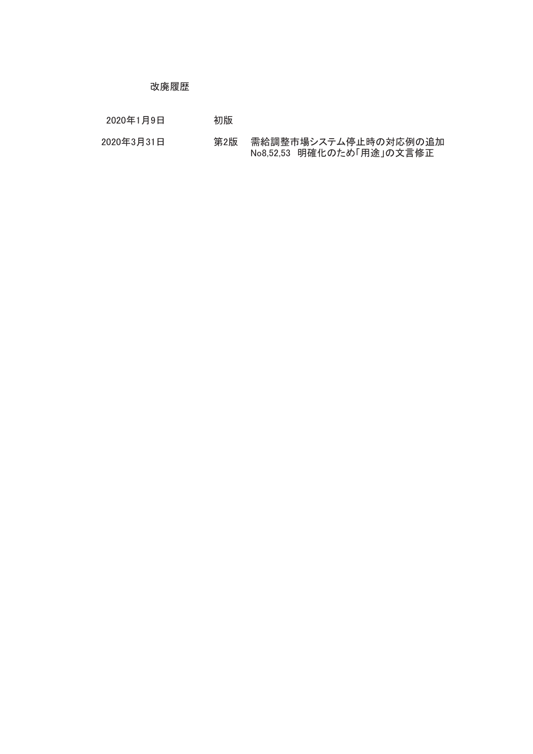# 改廃履歴

| | | |
|---|---|---|
| 2020年1月9日 | 初版 | |
| 2020年3月31日 | 第2版 | 需給調整市場システム停止時の対応例の追加<br>No8,52,53　明確化のため「用途」の文言修正 |